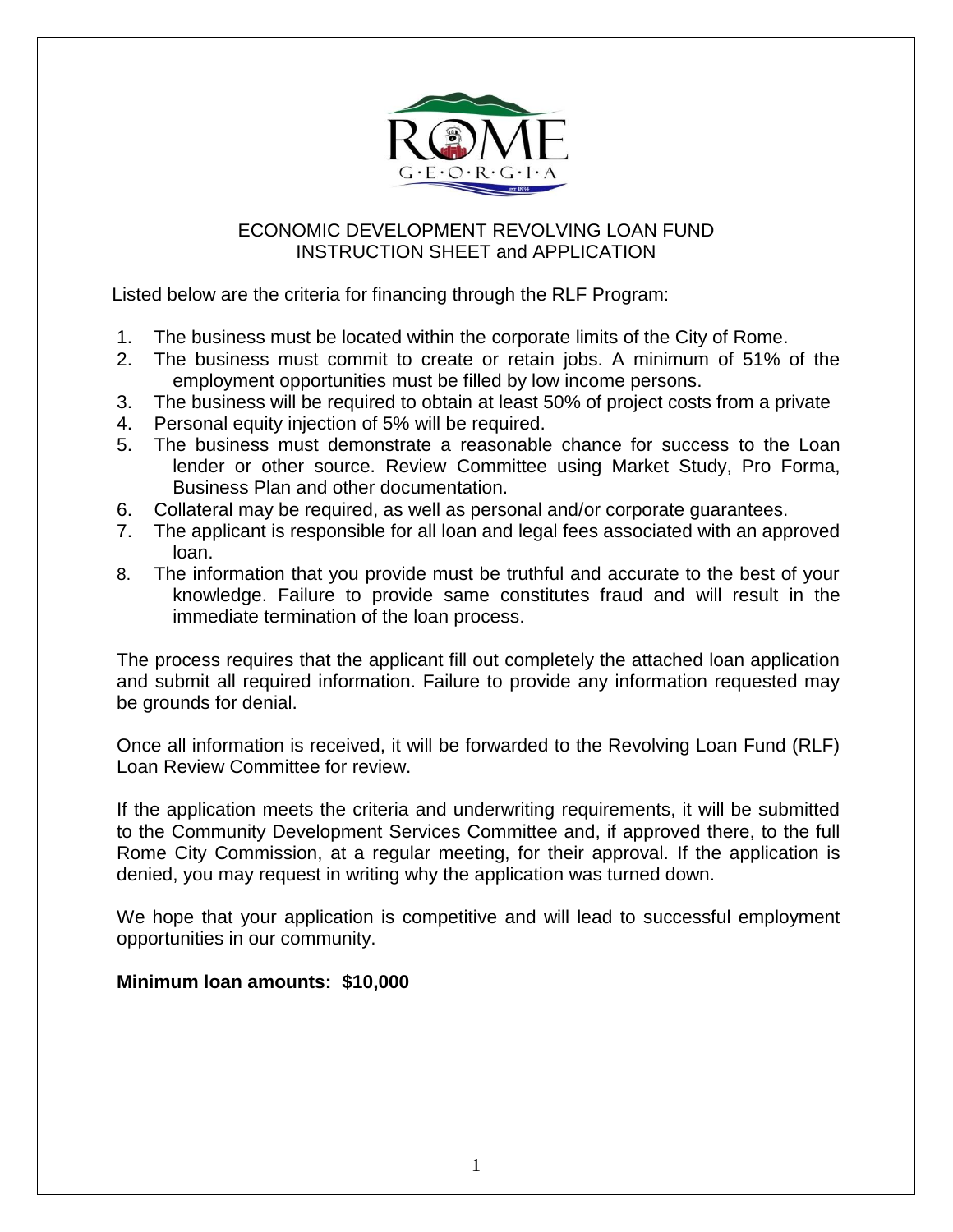ECONOMIC DEVELOPMENT REVOLVING LOAN FUND
INSTRUCTION SHEET and APPLICATION

Listed below are the criteria for financing through the RLF Program:

1. The business must be located within the corporate limits of the City of Rome.
2. The business must commit to create or retain jobs. A minimum of 51% of the employment opportunities must be filled by low income persons.
3. The business will be required to obtain at least 50% of project costs from a private
4. Personal equity injection of 5% will be required.
5. The business must demonstrate a reasonable chance for success to the Loan lender or other source. Review Committee using Market Study, Pro Forma, Business Plan and other documentation.
6. Collateral may be required, as well as personal and/or corporate guarantees.
7. The applicant is responsible for all loan and legal fees associated with an approved loan.
8. The information that you provide must be truthful and accurate to the best of your knowledge. Failure to provide same constitutes fraud and will result in the immediate termination of the loan process.

The process requires that the applicant fill out completely the attached loan application and submit all required information. Failure to provide any information requested may be grounds for denial.

Once all information is received, it will be forwarded to the Revolving Loan Fund (RLF) Loan Review Committee for review.

If the application meets the criteria and underwriting requirements, it will be submitted to the Community Development Services Committee and, if approved there, to the full Rome City Commission, at a regular meeting, for their approval. If the application is denied, you may request in writing why the application was turned down.

We hope that your application is competitive and will lead to successful employment opportunities in our community.

**Minimum loan amounts: $10,000**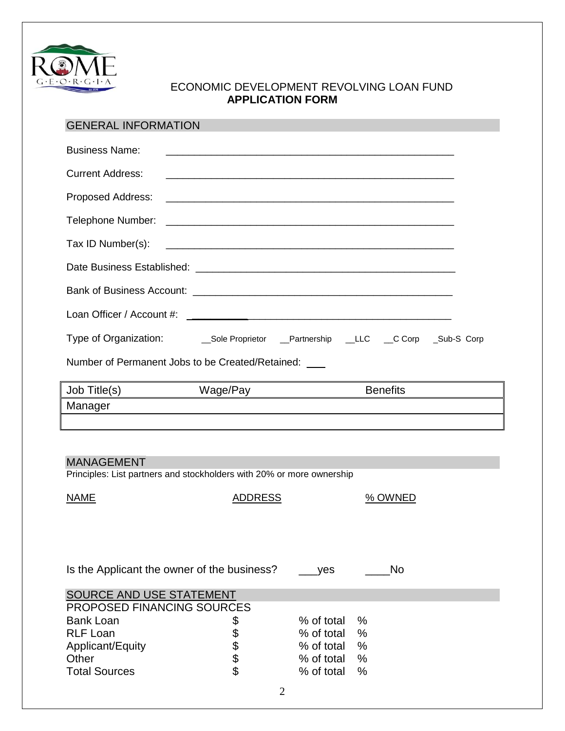ECONOMIC DEVELOPMENT REVOLVING LOAN FUND
**APPLICATION FORM**

## GENERAL INFORMATION

Business Name: ____________________________________________________

Current Address: ____________________________________________________

Proposed Address: ____________________________________________________

Telephone Number: ____________________________________________________

Tax ID Number(s): ____________________________________________________

Date Business Established: ____________________________________________

Bank of Business Account: ____________________________________________

Loan Officer / Account #: ____________________________________________

Type of Organization: __Sole Proprietor __Partnership __LLC __C Corp _Sub-S Corp

Number of Permanent Jobs to be Created/Retained: ___

| Job Title(s) | Wage/Pay | Benefits |
|---|---|---|
| Manager | | |
| | | |

## MANAGEMENT

Principles: List partners and stockholders with 20% or more ownership

| NAME | ADDRESS | % OWNED |
|---|---|---|
| | | |

Is the Applicant the owner of the business? ___yes ____No

## SOURCE AND USE STATEMENT

PROPOSED FINANCING SOURCES

| | | | |
|---|---|---|---|
| Bank Loan | $ | % of total | % |
| RLF Loan | $ | % of total | % |
| Applicant/Equity | $ | % of total | % |
| Other | $ | % of total | % |
| Total Sources | $ | % of total | % |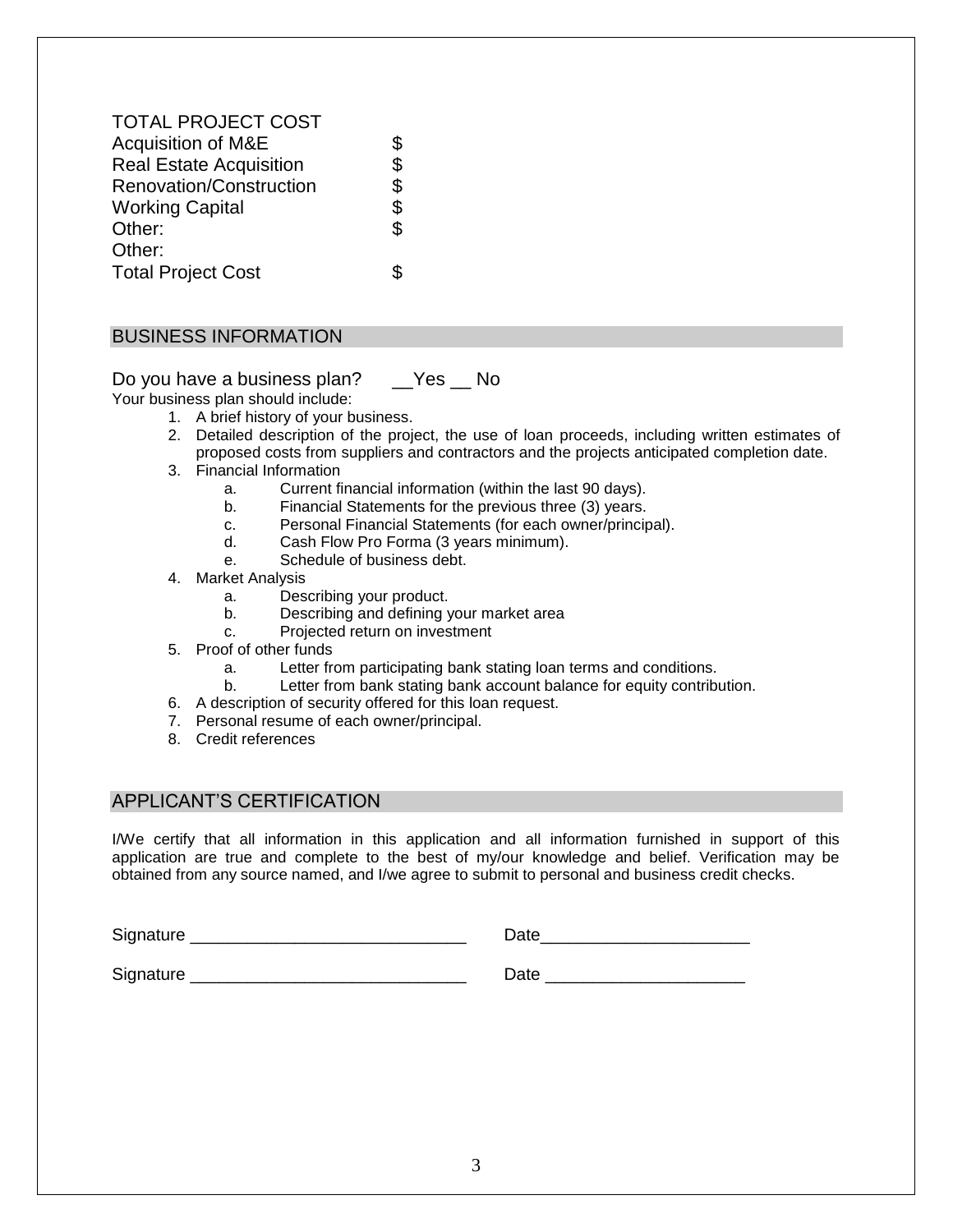TOTAL PROJECT COST

| | |
|---|---|
| Acquisition of M&E | $ |
| Real Estate Acquisition | $ |
| Renovation/Construction | $ |
| Working Capital | $ |
| Other: | $ |
| Other: | |
| Total Project Cost | $ |

## BUSINESS INFORMATION

Do you have a business plan? __Yes __ No

Your business plan should include:

1. A brief history of your business.
2. Detailed description of the project, the use of loan proceeds, including written estimates of proposed costs from suppliers and contractors and the projects anticipated completion date.
3. Financial Information
   a. Current financial information (within the last 90 days).
   b. Financial Statements for the previous three (3) years.
   c. Personal Financial Statements (for each owner/principal).
   d. Cash Flow Pro Forma (3 years minimum).
   e. Schedule of business debt.
4. Market Analysis
   a. Describing your product.
   b. Describing and defining your market area
   c. Projected return on investment
5. Proof of other funds
   a. Letter from participating bank stating loan terms and conditions.
   b. Letter from bank stating bank account balance for equity contribution.
6. A description of security offered for this loan request.
7. Personal resume of each owner/principal.
8. Credit references

## APPLICANT'S CERTIFICATION

I/We certify that all information in this application and all information furnished in support of this application are true and complete to the best of my/our knowledge and belief. Verification may be obtained from any source named, and I/we agree to submit to personal and business credit checks.

Signature ______________________________ Date______________________

Signature ______________________________ Date _____________________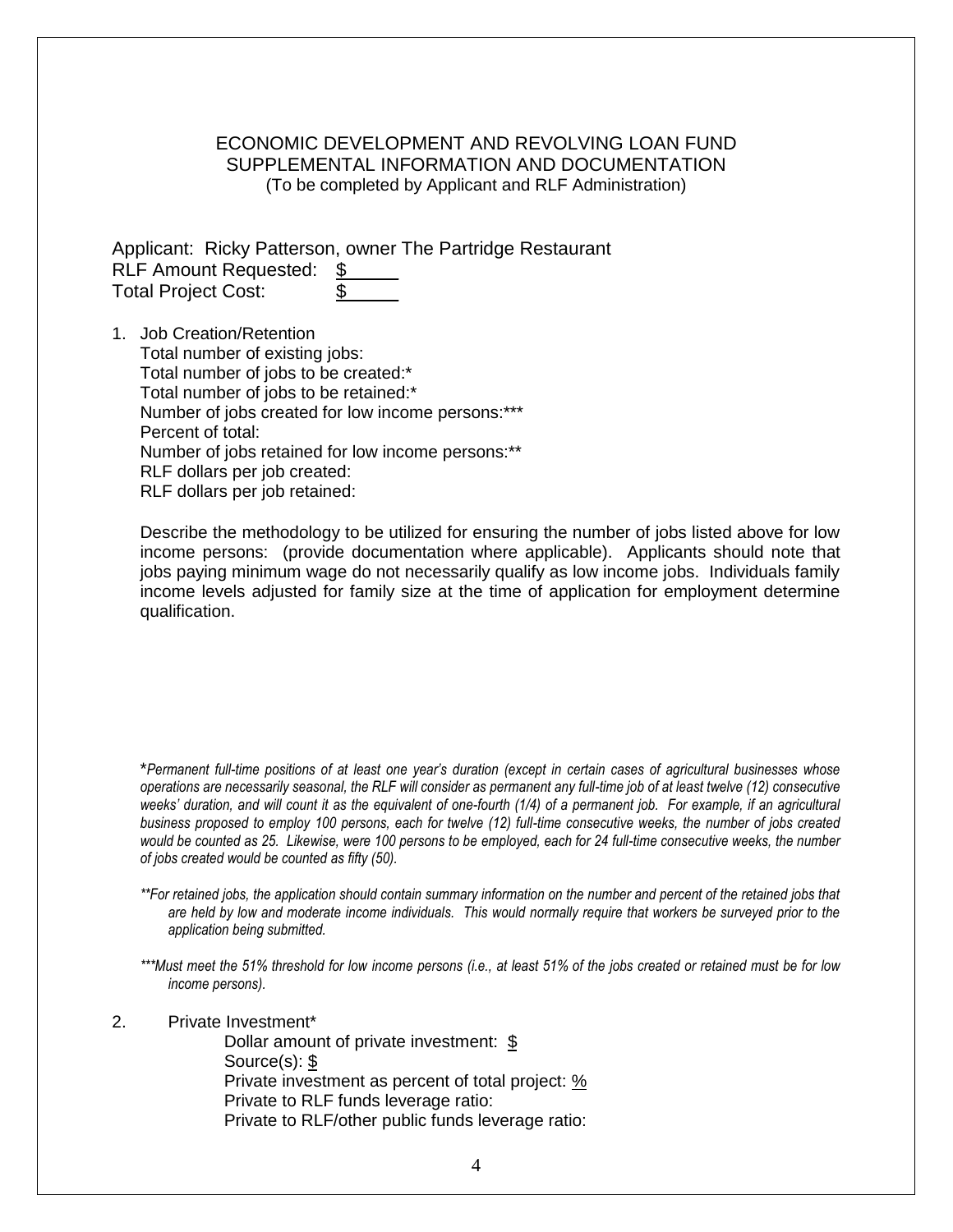ECONOMIC DEVELOPMENT AND REVOLVING LOAN FUND
SUPPLEMENTAL INFORMATION AND DOCUMENTATION
(To be completed by Applicant and RLF Administration)

Applicant: Ricky Patterson, owner The Partridge Restaurant
RLF Amount Requested: $
Total Project Cost: $

1. Job Creation/Retention
   Total number of existing jobs:
   Total number of jobs to be created:*
   Total number of jobs to be retained:*
   Number of jobs created for low income persons:***
   Percent of total:
   Number of jobs retained for low income persons:**
   RLF dollars per job created:
   RLF dollars per job retained:

   Describe the methodology to be utilized for ensuring the number of jobs listed above for low income persons: (provide documentation where applicable). Applicants should note that jobs paying minimum wage do not necessarily qualify as low income jobs. Individuals family income levels adjusted for family size at the time of application for employment determine qualification.

*\*Permanent full-time positions of at least one year's duration (except in certain cases of agricultural businesses whose operations are necessarily seasonal, the RLF will consider as permanent any full-time job of at least twelve (12) consecutive weeks' duration, and will count it as the equivalent of one-fourth (1/4) of a permanent job. For example, if an agricultural business proposed to employ 100 persons, each for twelve (12) full-time consecutive weeks, the number of jobs created would be counted as 25. Likewise, were 100 persons to be employed, each for 24 full-time consecutive weeks, the number of jobs created would be counted as fifty (50).*

*\*\*For retained jobs, the application should contain summary information on the number and percent of the retained jobs that are held by low and moderate income individuals. This would normally require that workers be surveyed prior to the application being submitted.*

*\*\*\*Must meet the 51% threshold for low income persons (i.e., at least 51% of the jobs created or retained must be for low income persons).*

2. Private Investment*
   Dollar amount of private investment: $
   Source(s): $
   Private investment as percent of total project: %
   Private to RLF funds leverage ratio:
   Private to RLF/other public funds leverage ratio: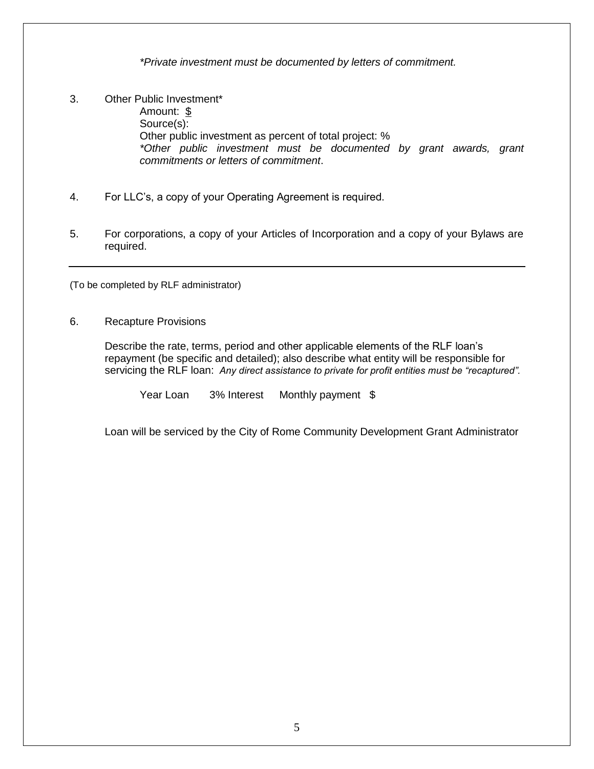*\*Private investment must be documented by letters of commitment.*

3. Other Public Investment*

   Amount: $

   Source(s):

   Other public investment as percent of total project: %

   *\*Other public investment must be documented by grant awards, grant commitments or letters of commitment*.

4. For LLC's, a copy of your Operating Agreement is required.

5. For corporations, a copy of your Articles of Incorporation and a copy of your Bylaws are required.

---

(To be completed by RLF administrator)

6. Recapture Provisions

   Describe the rate, terms, period and other applicable elements of the RLF loan's repayment (be specific and detailed); also describe what entity will be responsible for servicing the RLF loan: *Any direct assistance to private for profit entities must be "recaptured".*

   Year Loan 3% Interest Monthly payment $

   Loan will be serviced by the City of Rome Community Development Grant Administrator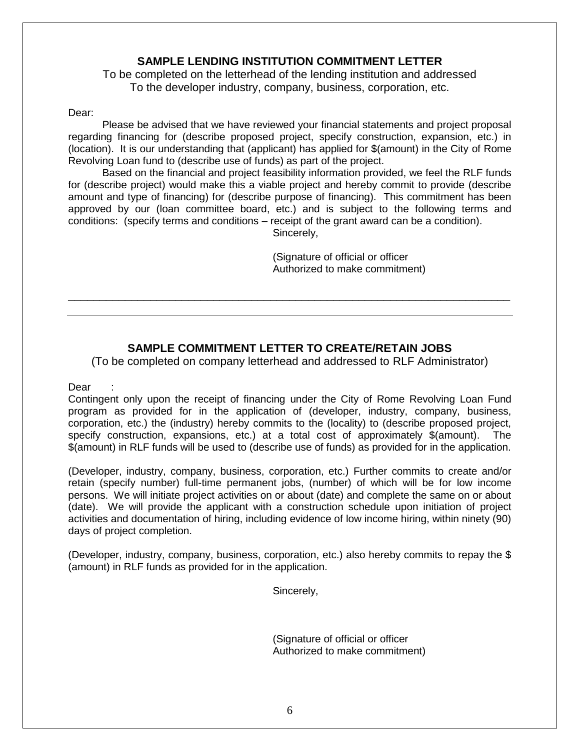## SAMPLE LENDING INSTITUTION COMMITMENT LETTER

To be completed on the letterhead of the lending institution and addressed To the developer industry, company, business, corporation, etc.

Dear:

Please be advised that we have reviewed your financial statements and project proposal regarding financing for (describe proposed project, specify construction, expansion, etc.) in (location). It is our understanding that (applicant) has applied for $(amount) in the City of Rome Revolving Loan fund to (describe use of funds) as part of the project.

Based on the financial and project feasibility information provided, we feel the RLF funds for (describe project) would make this a viable project and hereby commit to provide (describe amount and type of financing) for (describe purpose of financing). This commitment has been approved by our (loan committee board, etc.) and is subject to the following terms and conditions: (specify terms and conditions – receipt of the grant award can be a condition).

Sincerely,

(Signature of official or officer Authorized to make commitment)

---

## SAMPLE COMMITMENT LETTER TO CREATE/RETAIN JOBS

(To be completed on company letterhead and addressed to RLF Administrator)

Dear :

Contingent only upon the receipt of financing under the City of Rome Revolving Loan Fund program as provided for in the application of (developer, industry, company, business, corporation, etc.) the (industry) hereby commits to the (locality) to (describe proposed project, specify construction, expansions, etc.) at a total cost of approximately $(amount). The $(amount) in RLF funds will be used to (describe use of funds) as provided for in the application.

(Developer, industry, company, business, corporation, etc.) Further commits to create and/or retain (specify number) full-time permanent jobs, (number) of which will be for low income persons. We will initiate project activities on or about (date) and complete the same on or about (date). We will provide the applicant with a construction schedule upon initiation of project activities and documentation of hiring, including evidence of low income hiring, within ninety (90) days of project completion.

(Developer, industry, company, business, corporation, etc.) also hereby commits to repay the $ (amount) in RLF funds as provided for in the application.

Sincerely,

(Signature of official or officer Authorized to make commitment)